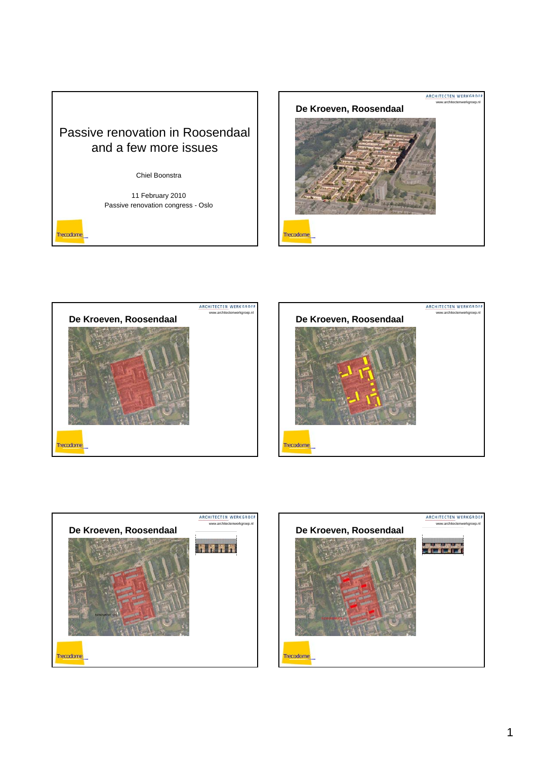# Passive renovation in Roosendaal and a few more issues

Chiel Boonstra

11 February 2010
Passive renovation congress - Oslo

Trecodome

---

## De Kroeven, Roosendaal

ARCHITECTEN WERKGROEP
www.architectenwerkgroep.nl

Trecodome

---

## De Kroeven, Roosendaal

ARCHITECTEN WERKGROEP
www.architectenwerkgroep.nl

Trecodome

---

## De Kroeven, Roosendaal

ARCHITECTEN WERKGROEP
www.architectenwerkgroep.nl

Trecodome

---

## De Kroeven, Roosendaal

ARCHITECTEN WERKGROEP
www.architectenwerkgroep.nl

Trecodome

---

## De Kroeven, Roosendaal

ARCHITECTEN WERKGROEP
www.architectenwerkgroep.nl

Trecodome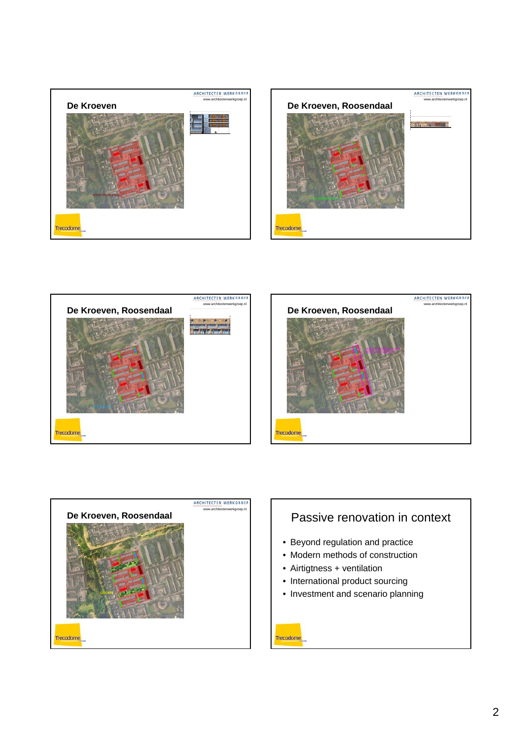## De Kroeven

ARCHITECTEN WERKGROEP
www.architectenwerkgroep.nl

Trecodome

## De Kroeven, Roosendaal

ARCHITECTEN WERKGROEP
www.architectenwerkgroep.nl

Trecodome

## De Kroeven, Roosendaal

ARCHITECTEN WERKGROEP
www.architectenwerkgroep.nl

Trecodome

## De Kroeven, Roosendaal

ARCHITECTEN WERKGROEP
www.architectenwerkgroep.nl

Trecodome

## De Kroeven, Roosendaal

ARCHITECTEN WERKGROEP
www.architectenwerkgroep.nl

Trecodome

## Passive renovation in context

- Beyond regulation and practice
- Modern methods of construction
- Airtigtness + ventilation
- International product sourcing
- Investment and scenario planning

Trecodome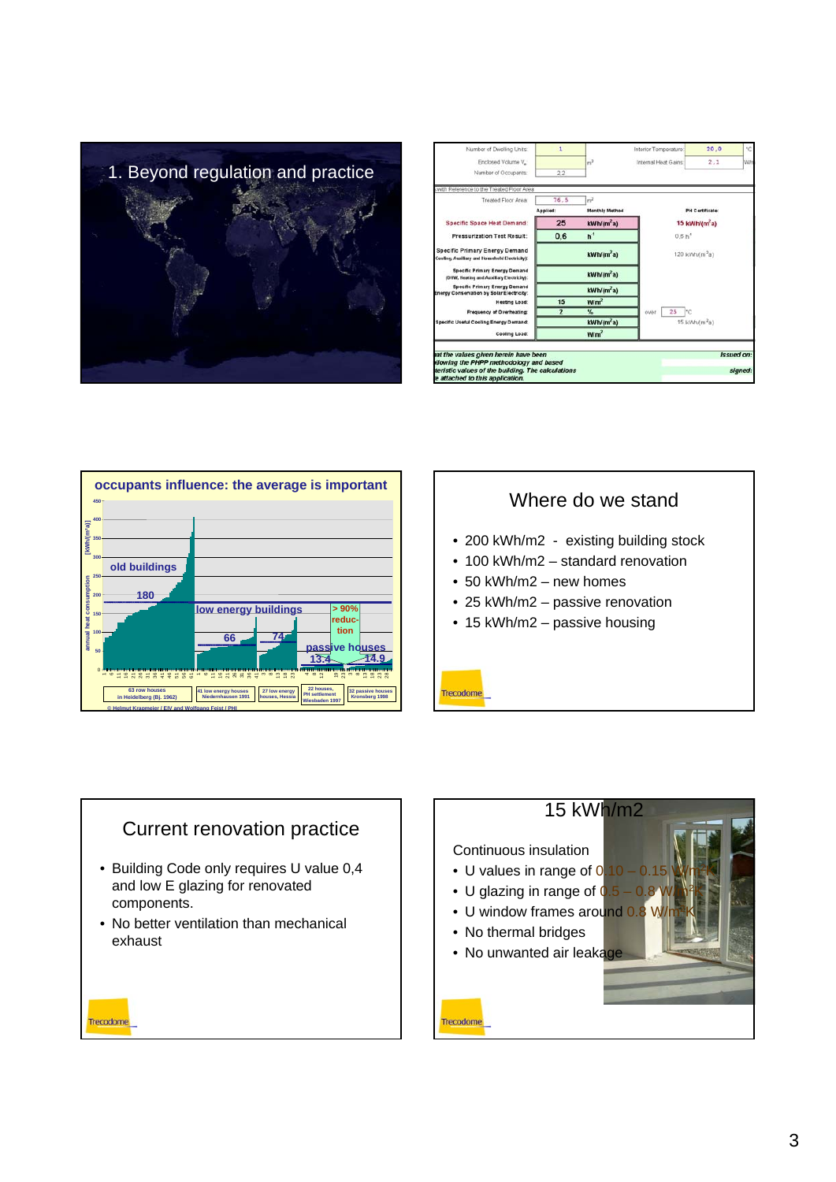## 1. Beyond regulation and practice

| Number of Dwelling Units: | 1 | | Interior Temperature: | 20,0 | °C |
|---|---|---|---|---|---|
| Enclosed Volume $V_e$: | | $m^3$ | Internal Heat Gains: | 2,1 | W/m² |
| Number of Occupants: | 2,2 | | | | |

with Reference to the Treated Floor Area

| | Treated Floor Area: 76,5 $m^2$ | | | | |
|---|---|---|---|---|---|
| | Applied: | Monthly Method | | PH Certificate: | |
| Specific Space Heat Demand: | 25 | kWh/(m²a) | | 15 kWh/(m²a) | |
| Pressurization Test Result: | 0,6 | $h^{-1}$ | | 0,6 $h^{-1}$ | |
| Specific Primary Energy Demand (Cooling, Auxiliary and Household Electricity): | | kWh/(m²a) | | 120 kWh/(m²a) | |
| Specific Primary Energy Demand (DHW, Heating and Auxiliary Electricity): | | kWh/(m²a) | | | |
| Specific Primary Energy Demand Energy Conservation by Solar Electricity: | | kWh/(m²a) | | | |
| Heating Load: | 15 | W/m² | | | |
| Frequency of Overheating: | 2 | % | over | 25 | °C |
| Specific Useful Cooling Energy Demand: | | kWh/(m²a) | | 15 kWh/(m²a) | |
| Cooling Load: | | W/m² | | | |

...at the values given herein have been ...llowing the PHPP methodology and based ...teristic values of the building. The calculations ...e attached to this application. Issued on: signed:

## occupants influence: the average is important

annual heat consumption [kWh/(m²a)]

old buildings — 180; low energy buildings — 66, 74; > 90% reduction; passive houses — 13.4, 14.9

63 row houses in Heidelberg (Bj. 1962) | 41 low energy houses Niedernhausen 1991 | 27 low energy houses, Hessia | 22 houses, PH settlement Wiesbaden 1997 | 32 passive houses Kronsberg 1998

© Helmut Krapmeier / EIV and Wolfgang Feist / PHI

## Where do we stand

- 200 kWh/m2 - existing building stock
- 100 kWh/m2 – standard renovation
- 50 kWh/m2 – new homes
- 25 kWh/m2 – passive renovation
- 15 kWh/m2 – passive housing

Trecodome

## Current renovation practice

- Building Code only requires U value 0,4 and low E glazing for renovated components.
- No better ventilation than mechanical exhaust

Trecodome

## 15 kWh/m2

Continuous insulation

- U values in range of 0.10 – 0.15 W/m²K
- U glazing in range of 0.5 – 0.8 W/m²K
- U window frames around 0.8 W/m²K
- No thermal bridges
- No unwanted air leakage

Trecodome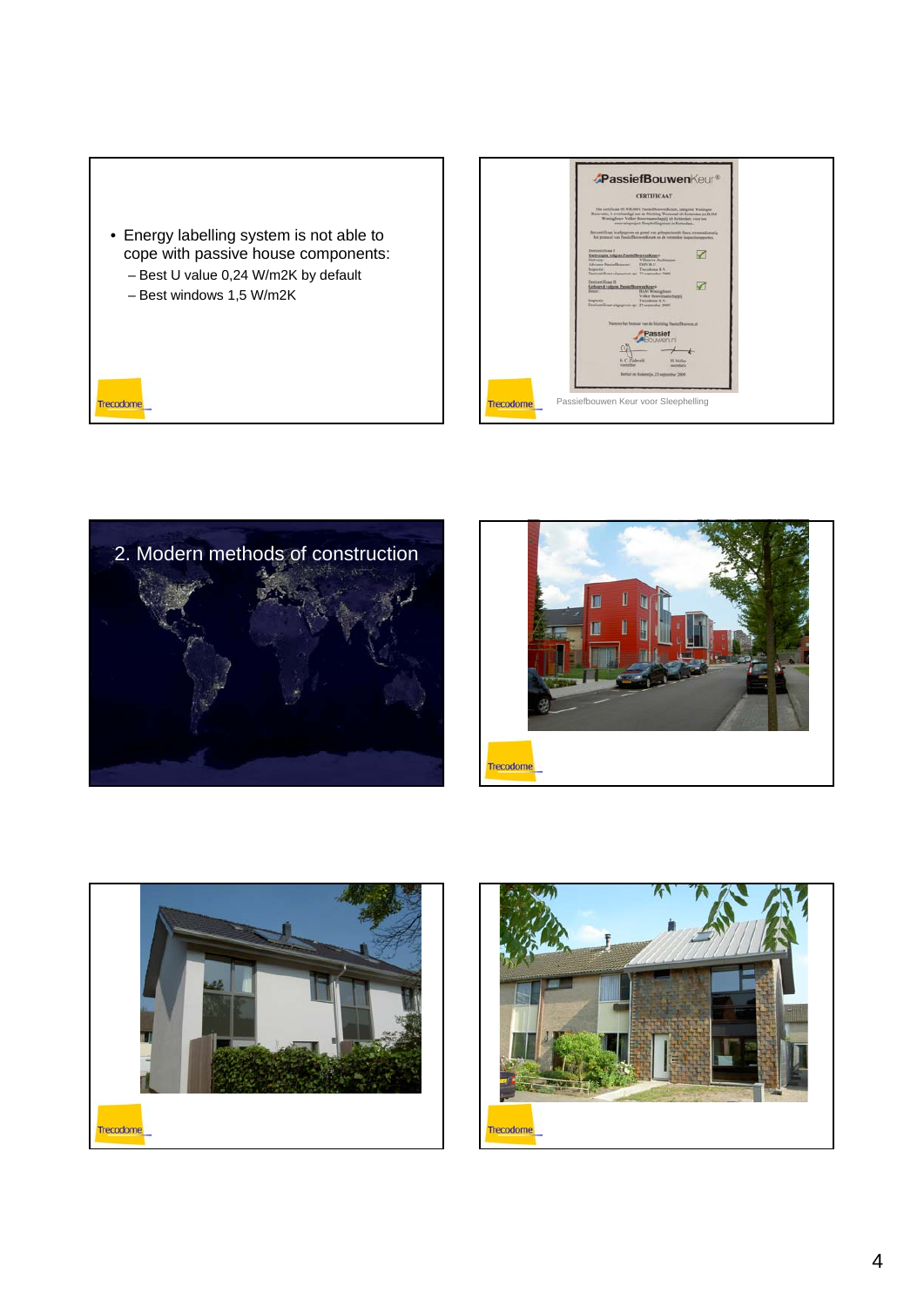- Energy labelling system is not able to cope with passive house components:
  - Best U value 0,24 W/m2K by default
  - Best windows 1,5 W/m2K

Trecodome

Passiefbouwen Keur voor Sleephelling

Trecodome

## 2. Modern methods of construction

Trecodome

Trecodome

Trecodome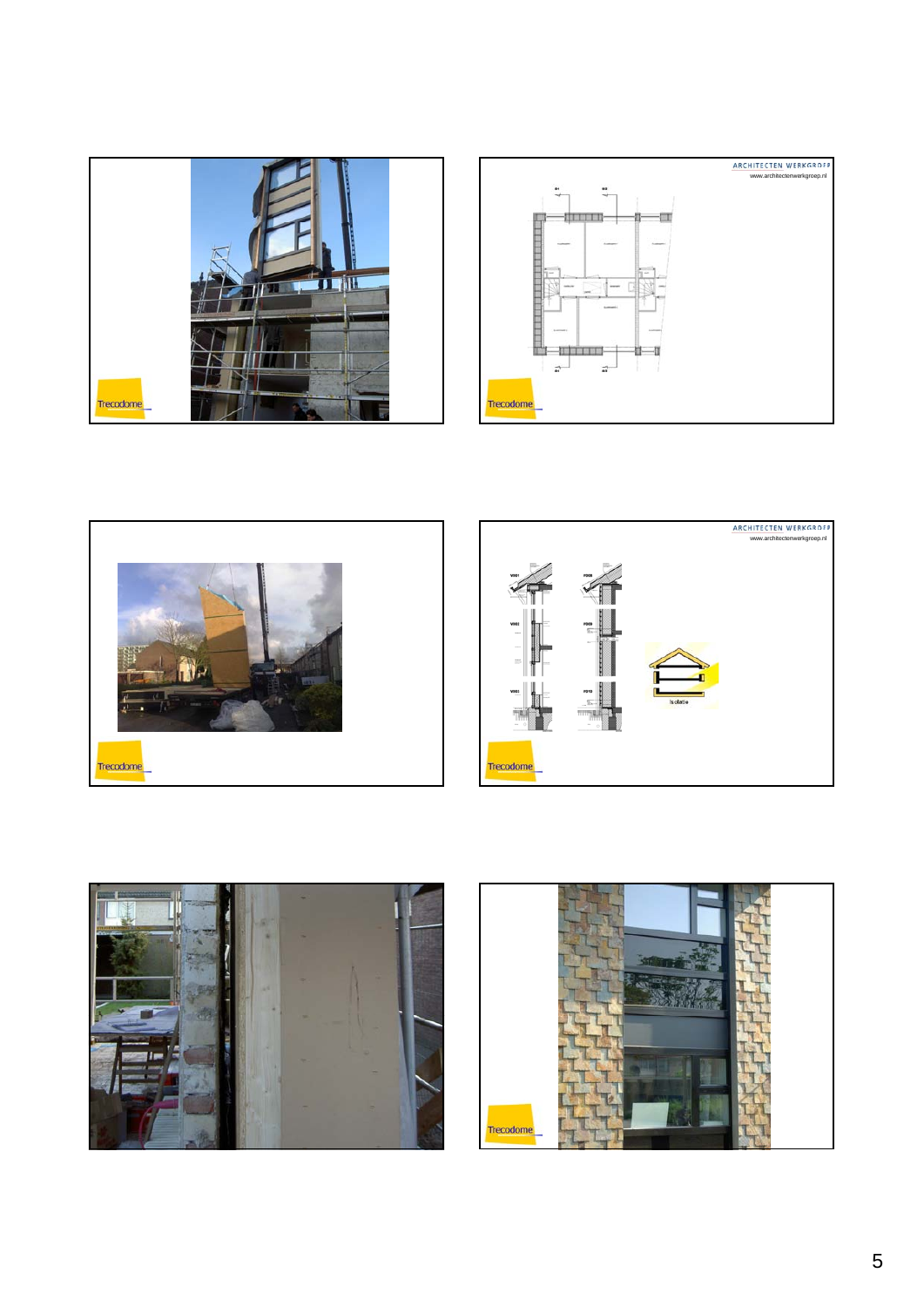Trecodome

ARCHITECTEN WERKGROEP
www.architectenwerkgroep.nl

Trecodome

Trecodome

ARCHITECTEN WERKGROEP
www.architectenwerkgroep.nl

Isolatie

Trecodome

Trecodome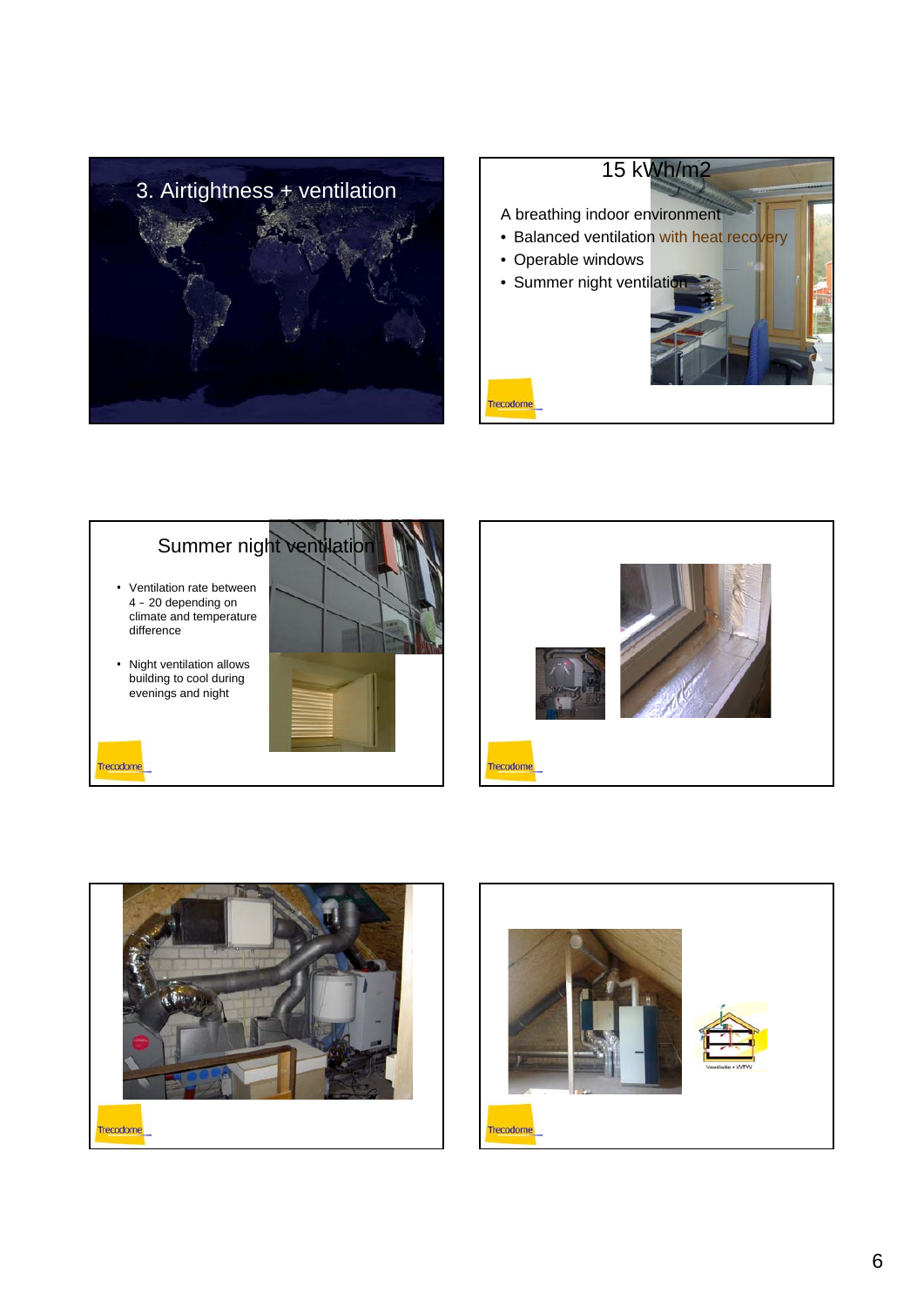## 3. Airtightness + ventilation

## 15 kWh/m2

A breathing indoor environment

- Balanced ventilation with heat recovery
- Operable windows
- Summer night ventilation

Trecodome

## Summer night ventilation

- Ventilation rate between 4 - 20 depending on climate and temperature difference
- Night ventilation allows building to cool during evenings and night

Trecodome

Trecodome

Trecodome

Ventilatie + WTW

Trecodome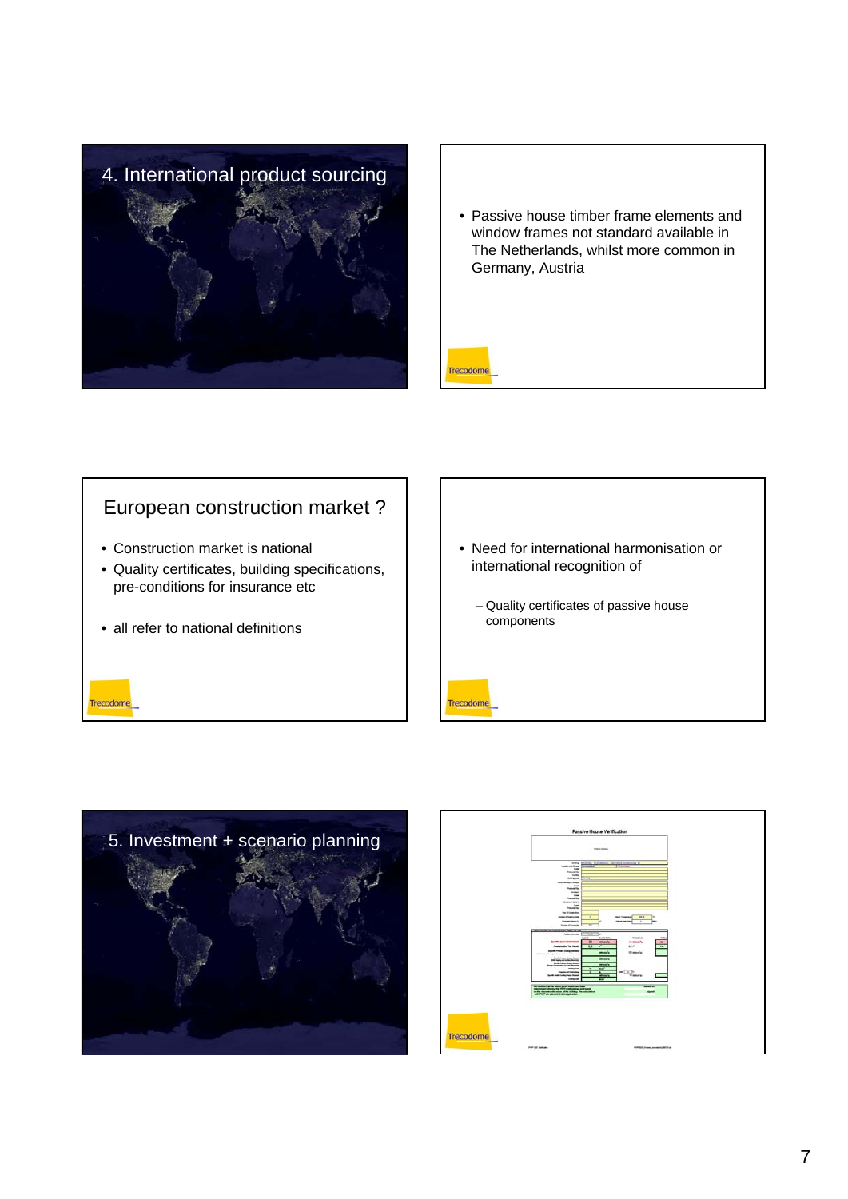## 4. International product sourcing

- Passive house timber frame elements and window frames not standard available in The Netherlands, whilst more common in Germany, Austria

Trecodome

## European construction market ?

- Construction market is national
- Quality certificates, building specifications, pre-conditions for insurance etc
- all refer to national definitions

Trecodome

- Need for international harmonisation or international recognition of
  - Quality certificates of passive house components

Trecodome

## 5. Investment + scenario planning

Passive House Verification

Trecodome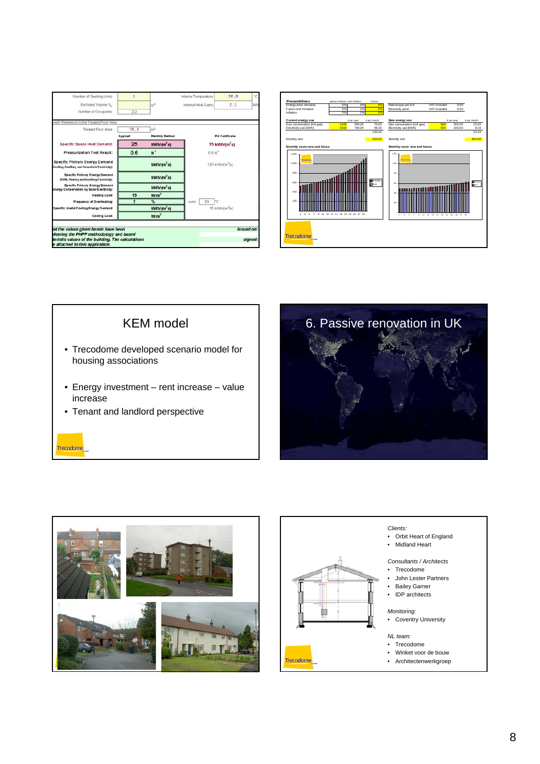| Number of Dwelling Units: | 1 | | Interior Temperature: | 20,0 | °C |
|---|---|---|---|---|---|
| Enclosed Volume $V_e$: | | $m^3$ | Internal Heat Gains: | 2,1 | W/m² |
| Number of Occupants: | 2,2 | | | | |

with Reference to the Treated Floor Area

| Treated Floor Area: | 76,5 | $m^2$ | | |
|---|---|---|---|---|
| | Applied: | Monthly Method | | PH Certificate: |
| Specific Space Heat Demand: | 25 | kWh/(m²a) | | 15 kWh/(m²a) |
| Pressurization Test Result: | 0,6 | $h^{-1}$ | | 0,6 $h^{-1}$ |
| Specific Primary Energy Demand (Cooling, Auxiliary and Household Electricity): | | kWh/(m²a) | | 120 kWh/(m²a) |
| Specific Primary Energy Demand (DHW, Heating and Auxiliary Electricity): | | kWh/(m²a) | | |
| Specific Primary Energy Demand Energy Conservation by Solar Electricity: | | kWh/(m²a) | | |
| Heating Load: | 15 | W/m² | | |
| Frequency of Overheating: | 2 | % | over 25 °C | |
| Specific Useful Cooling Energy Demand: | | kWh/(m²a) | | 15 kWh/(m²a) |
| Cooling Load: | | W/m² | | |

...at the values given herein have been ...llowing the PHPP methodology and based ...teristic values of the building. The calculations ...e attached to this application.

Issued on:

signed:

**Preconditions**

| | without inflation | with inflation | Choice |
|---|---|---|---|
| Energy price increase | 6% | 9% | 6% |
| Future rent increase | 0% | 2% | 0% |
| Inflation | 0% | 2% | 0% |

| Natural gas per m3 | VAT included | 0,60 |
|---|---|---|
| Electricity price | VAT included | 0,20 |

| Current energy use | | € per year | € per month |
|---|---|---|---|
| Gas consumption [m3 gas] | 1500 | 900,00 | 75,00 |
| Electricity use [kWh] | 3500 | 700,00 | 58,33 |
| | | | 133,33 |
| Monthly rent | | | 400,00 |

| New energy use | | € per year | € per month |
|---|---|---|---|
| Gas consumption [m3 gas] | 500 | 300,00 | 25,00 |
| Electricity use [kWh] | 500 | 100,00 | 8,33 |
| | | | 33,33 |
| Monthly rent | | | 450,00 |

Monthly costs now and future

Monthly costs now and future

Trecodome

# KEM model

- Trecodome developed scenario model for housing associations
- Energy investment – rent increase – value increase
- Tenant and landlord perspective

Trecodome

# 6. Passive renovation in UK

*Clients:*
- Orbit Heart of England
- Midland Heart

*Consultants / Architects*
- Trecodome
- John Lester Partners
- Bailey Garner
- IDP architects

*Monitoring:*
- Coventry University

*NL team:*
- Trecodome
- Winket voor de bouw
- Architectenwerkgroep

Trecodome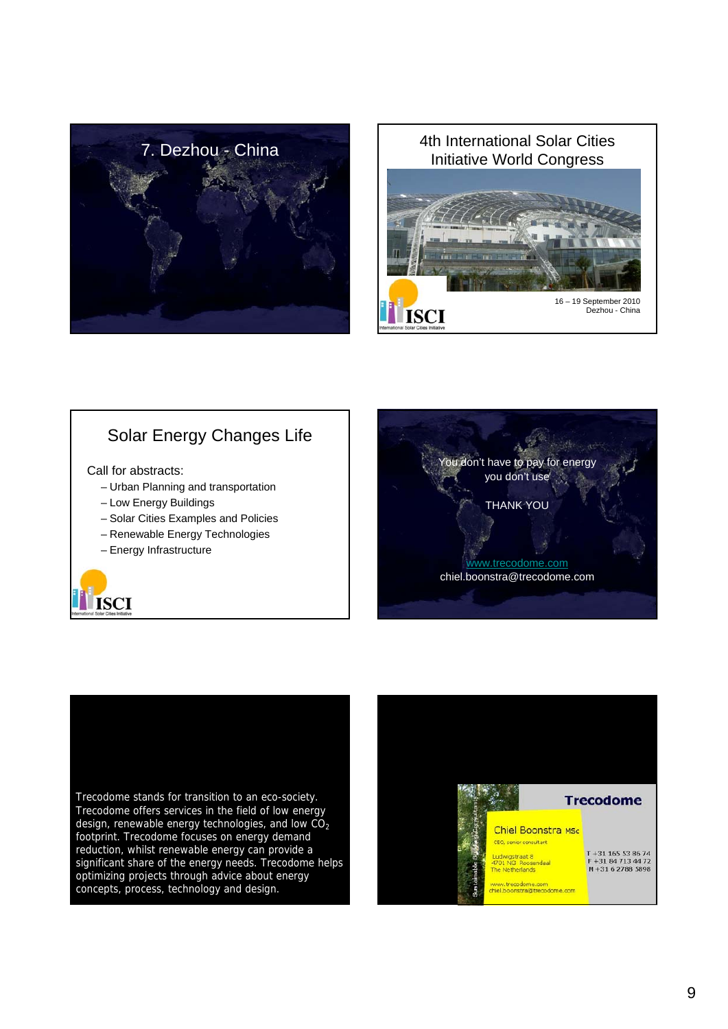# 7. Dezhou - China

## 4th International Solar Cities Initiative World Congress

16 – 19 September 2010
Dezhou - China

ISCI
International Solar Cities Initiative

## Solar Energy Changes Life

Call for abstracts:

- Urban Planning and transportation
- Low Energy Buildings
- Solar Cities Examples and Policies
- Renewable Energy Technologies
- Energy Infrastructure

ISCI
International Solar Cities Initiative

You don't have to pay for energy you don't use

THANK YOU

www.trecodome.com
chiel.boonstra@trecodome.com

Trecodome stands for transition to an eco-society. Trecodome offers services in the field of low energy design, renewable energy technologies, and low $CO_2$ footprint. Trecodome focuses on energy demand reduction, whilst renewable energy can provide a significant share of the energy needs. Trecodome helps optimizing projects through advice about energy concepts, process, technology and design.

Trecodome

Sustainable Building Consultants

Chiel Boonstra MSc
CEO, senior consultant

Ludwigstraat 8
4701 NG Roosendaal
The Netherlands

T +31 165 53 86 74
F +31 84 713 44 72
M +31 6 2788 5898

www.trecodome.com
chiel.boonstra@trecodome.com